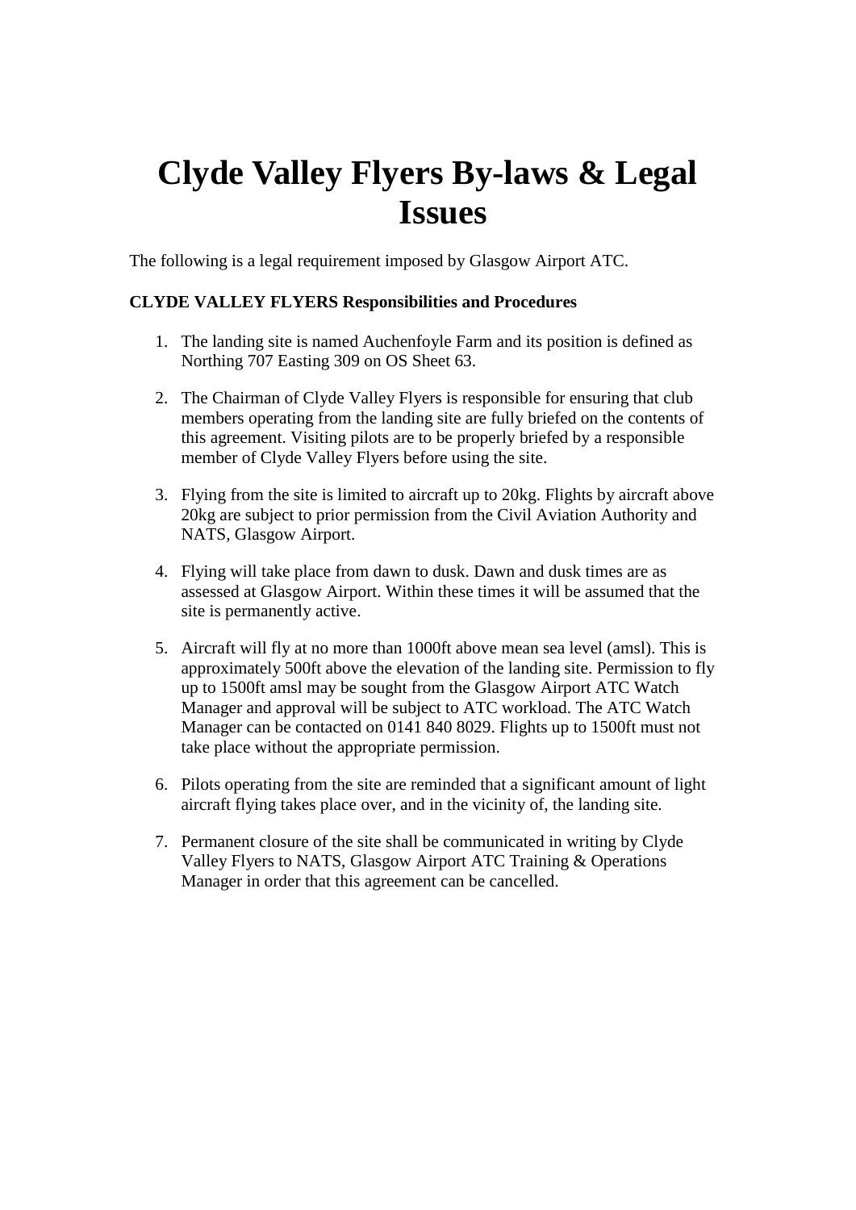# Clyde Valley Flyers By-laws & Legal Issues

The following is a legal requirement imposed by Glasgow Airport ATC.

**CLYDE VALLEY FLYERS Responsibilities and Procedures**

1. The landing site is named Auchenfoyle Farm and its position is defined as Northing 707 Easting 309 on OS Sheet 63.

2. The Chairman of Clyde Valley Flyers is responsible for ensuring that club members operating from the landing site are fully briefed on the contents of this agreement. Visiting pilots are to be properly briefed by a responsible member of Clyde Valley Flyers before using the site.

3. Flying from the site is limited to aircraft up to 20kg. Flights by aircraft above 20kg are subject to prior permission from the Civil Aviation Authority and NATS, Glasgow Airport.

4. Flying will take place from dawn to dusk. Dawn and dusk times are as assessed at Glasgow Airport. Within these times it will be assumed that the site is permanently active.

5. Aircraft will fly at no more than 1000ft above mean sea level (amsl). This is approximately 500ft above the elevation of the landing site. Permission to fly up to 1500ft amsl may be sought from the Glasgow Airport ATC Watch Manager and approval will be subject to ATC workload. The ATC Watch Manager can be contacted on 0141 840 8029. Flights up to 1500ft must not take place without the appropriate permission.

6. Pilots operating from the site are reminded that a significant amount of light aircraft flying takes place over, and in the vicinity of, the landing site.

7. Permanent closure of the site shall be communicated in writing by Clyde Valley Flyers to NATS, Glasgow Airport ATC Training & Operations Manager in order that this agreement can be cancelled.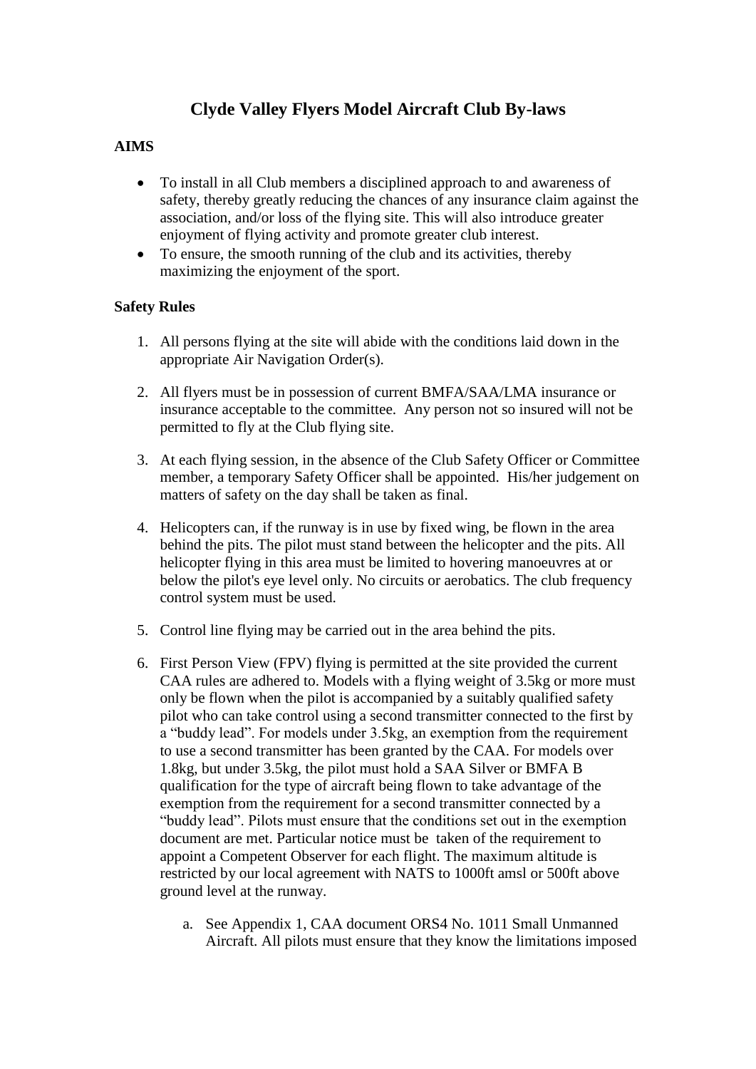# Clyde Valley Flyers Model Aircraft Club By-laws

## AIMS

- To install in all Club members a disciplined approach to and awareness of safety, thereby greatly reducing the chances of any insurance claim against the association, and/or loss of the flying site. This will also introduce greater enjoyment of flying activity and promote greater club interest.
- To ensure, the smooth running of the club and its activities, thereby maximizing the enjoyment of the sport.

## Safety Rules

1. All persons flying at the site will abide with the conditions laid down in the appropriate Air Navigation Order(s).

2. All flyers must be in possession of current BMFA/SAA/LMA insurance or insurance acceptable to the committee. Any person not so insured will not be permitted to fly at the Club flying site.

3. At each flying session, in the absence of the Club Safety Officer or Committee member, a temporary Safety Officer shall be appointed. His/her judgement on matters of safety on the day shall be taken as final.

4. Helicopters can, if the runway is in use by fixed wing, be flown in the area behind the pits. The pilot must stand between the helicopter and the pits. All helicopter flying in this area must be limited to hovering manoeuvres at or below the pilot's eye level only. No circuits or aerobatics. The club frequency control system must be used.

5. Control line flying may be carried out in the area behind the pits.

6. First Person View (FPV) flying is permitted at the site provided the current CAA rules are adhered to. Models with a flying weight of 3.5kg or more must only be flown when the pilot is accompanied by a suitably qualified safety pilot who can take control using a second transmitter connected to the first by a "buddy lead". For models under 3.5kg, an exemption from the requirement to use a second transmitter has been granted by the CAA. For models over 1.8kg, but under 3.5kg, the pilot must hold a SAA Silver or BMFA B qualification for the type of aircraft being flown to take advantage of the exemption from the requirement for a second transmitter connected by a "buddy lead". Pilots must ensure that the conditions set out in the exemption document are met. Particular notice must be taken of the requirement to appoint a Competent Observer for each flight. The maximum altitude is restricted by our local agreement with NATS to 1000ft amsl or 500ft above ground level at the runway.

    a. See Appendix 1, CAA document ORS4 No. 1011 Small Unmanned Aircraft. All pilots must ensure that they know the limitations imposed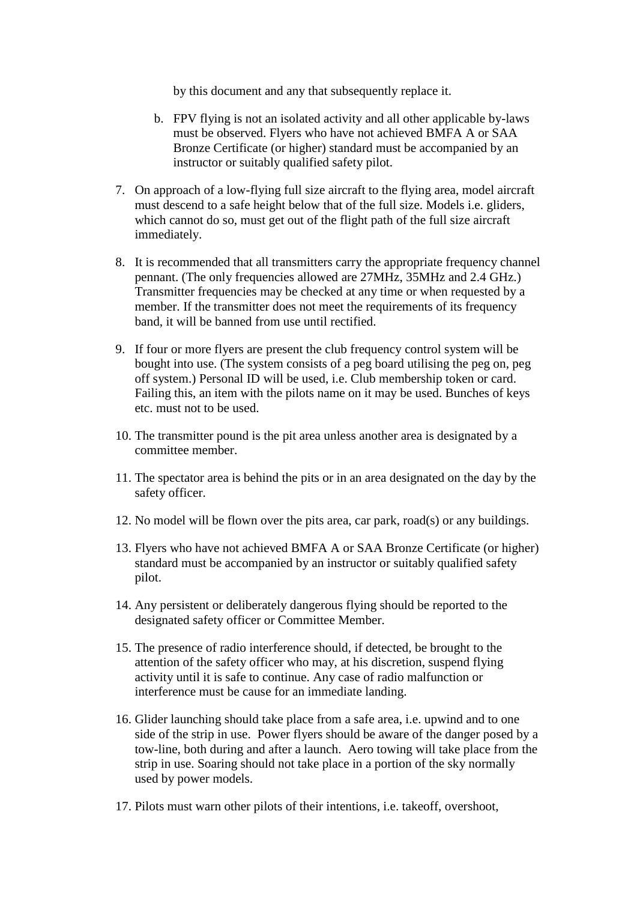by this document and any that subsequently replace it.

b. FPV flying is not an isolated activity and all other applicable by-laws must be observed. Flyers who have not achieved BMFA A or SAA Bronze Certificate (or higher) standard must be accompanied by an instructor or suitably qualified safety pilot.

7. On approach of a low-flying full size aircraft to the flying area, model aircraft must descend to a safe height below that of the full size. Models i.e. gliders, which cannot do so, must get out of the flight path of the full size aircraft immediately.

8. It is recommended that all transmitters carry the appropriate frequency channel pennant. (The only frequencies allowed are 27MHz, 35MHz and 2.4 GHz.) Transmitter frequencies may be checked at any time or when requested by a member. If the transmitter does not meet the requirements of its frequency band, it will be banned from use until rectified.

9. If four or more flyers are present the club frequency control system will be bought into use. (The system consists of a peg board utilising the peg on, peg off system.) Personal ID will be used, i.e. Club membership token or card. Failing this, an item with the pilots name on it may be used. Bunches of keys etc. must not to be used.

10. The transmitter pound is the pit area unless another area is designated by a committee member.

11. The spectator area is behind the pits or in an area designated on the day by the safety officer.

12. No model will be flown over the pits area, car park, road(s) or any buildings.

13. Flyers who have not achieved BMFA A or SAA Bronze Certificate (or higher) standard must be accompanied by an instructor or suitably qualified safety pilot.

14. Any persistent or deliberately dangerous flying should be reported to the designated safety officer or Committee Member.

15. The presence of radio interference should, if detected, be brought to the attention of the safety officer who may, at his discretion, suspend flying activity until it is safe to continue. Any case of radio malfunction or interference must be cause for an immediate landing.

16. Glider launching should take place from a safe area, i.e. upwind and to one side of the strip in use. Power flyers should be aware of the danger posed by a tow-line, both during and after a launch. Aero towing will take place from the strip in use. Soaring should not take place in a portion of the sky normally used by power models.

17. Pilots must warn other pilots of their intentions, i.e. takeoff, overshoot,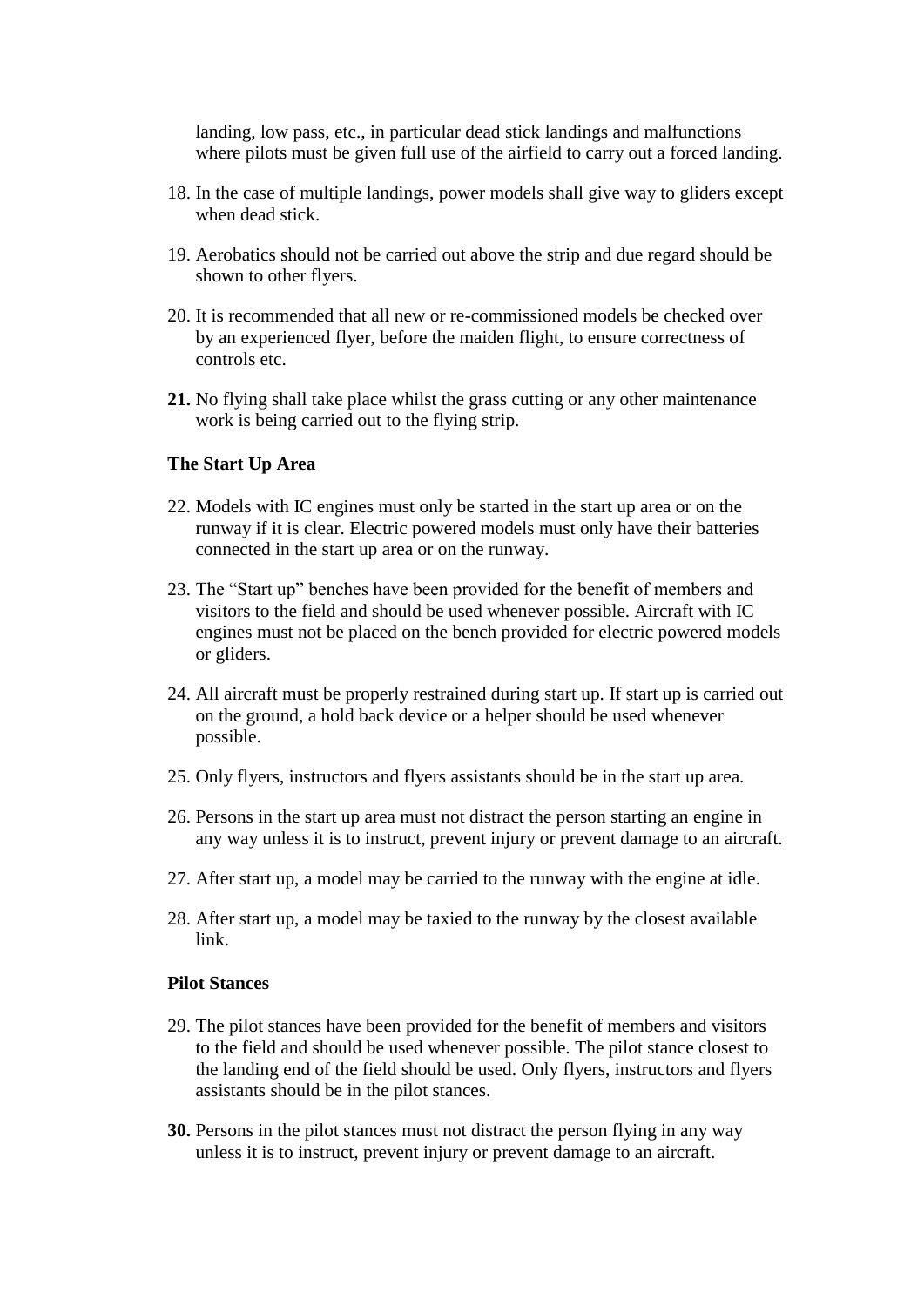landing, low pass, etc., in particular dead stick landings and malfunctions where pilots must be given full use of the airfield to carry out a forced landing.

18. In the case of multiple landings, power models shall give way to gliders except when dead stick.

19. Aerobatics should not be carried out above the strip and due regard should be shown to other flyers.

20. It is recommended that all new or re-commissioned models be checked over by an experienced flyer, before the maiden flight, to ensure correctness of controls etc.

**21.** No flying shall take place whilst the grass cutting or any other maintenance work is being carried out to the flying strip.

**The Start Up Area**

22. Models with IC engines must only be started in the start up area or on the runway if it is clear. Electric powered models must only have their batteries connected in the start up area or on the runway.

23. The "Start up" benches have been provided for the benefit of members and visitors to the field and should be used whenever possible. Aircraft with IC engines must not be placed on the bench provided for electric powered models or gliders.

24. All aircraft must be properly restrained during start up. If start up is carried out on the ground, a hold back device or a helper should be used whenever possible.

25. Only flyers, instructors and flyers assistants should be in the start up area.

26. Persons in the start up area must not distract the person starting an engine in any way unless it is to instruct, prevent injury or prevent damage to an aircraft.

27. After start up, a model may be carried to the runway with the engine at idle.

28. After start up, a model may be taxied to the runway by the closest available link.

**Pilot Stances**

29. The pilot stances have been provided for the benefit of members and visitors to the field and should be used whenever possible. The pilot stance closest to the landing end of the field should be used. Only flyers, instructors and flyers assistants should be in the pilot stances.

**30.** Persons in the pilot stances must not distract the person flying in any way unless it is to instruct, prevent injury or prevent damage to an aircraft.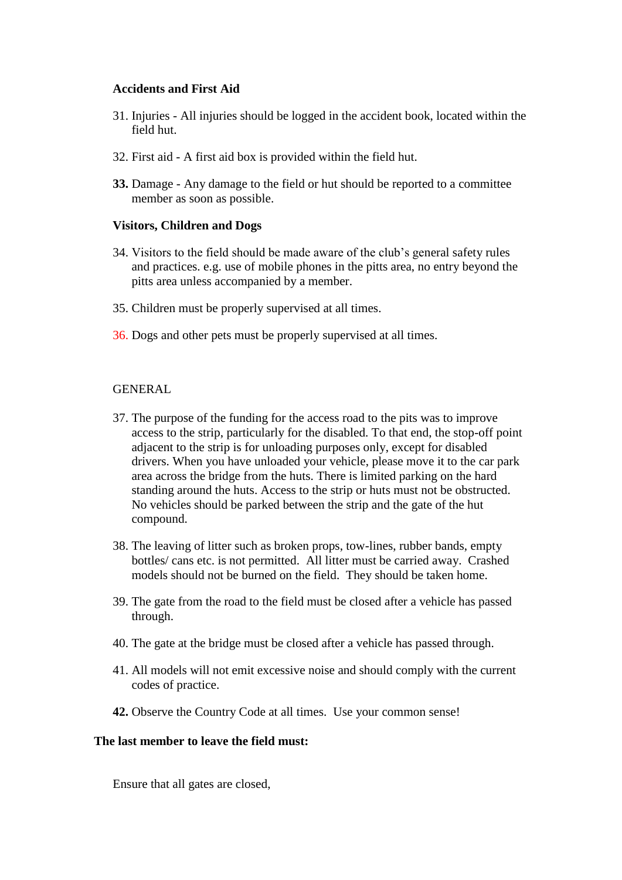**Accidents and First Aid**

31. Injuries - All injuries should be logged in the accident book, located within the field hut.

32. First aid - A first aid box is provided within the field hut.

**33.** Damage - Any damage to the field or hut should be reported to a committee member as soon as possible.

**Visitors, Children and Dogs**

34. Visitors to the field should be made aware of the club's general safety rules and practices. e.g. use of mobile phones in the pitts area, no entry beyond the pitts area unless accompanied by a member.

35. Children must be properly supervised at all times.

36. Dogs and other pets must be properly supervised at all times.

GENERAL

37. The purpose of the funding for the access road to the pits was to improve access to the strip, particularly for the disabled. To that end, the stop-off point adjacent to the strip is for unloading purposes only, except for disabled drivers. When you have unloaded your vehicle, please move it to the car park area across the bridge from the huts. There is limited parking on the hard standing around the huts. Access to the strip or huts must not be obstructed. No vehicles should be parked between the strip and the gate of the hut compound.

38. The leaving of litter such as broken props, tow-lines, rubber bands, empty bottles/ cans etc. is not permitted. All litter must be carried away. Crashed models should not be burned on the field. They should be taken home.

39. The gate from the road to the field must be closed after a vehicle has passed through.

40. The gate at the bridge must be closed after a vehicle has passed through.

41. All models will not emit excessive noise and should comply with the current codes of practice.

**42.** Observe the Country Code at all times. Use your common sense!

**The last member to leave the field must:**

Ensure that all gates are closed,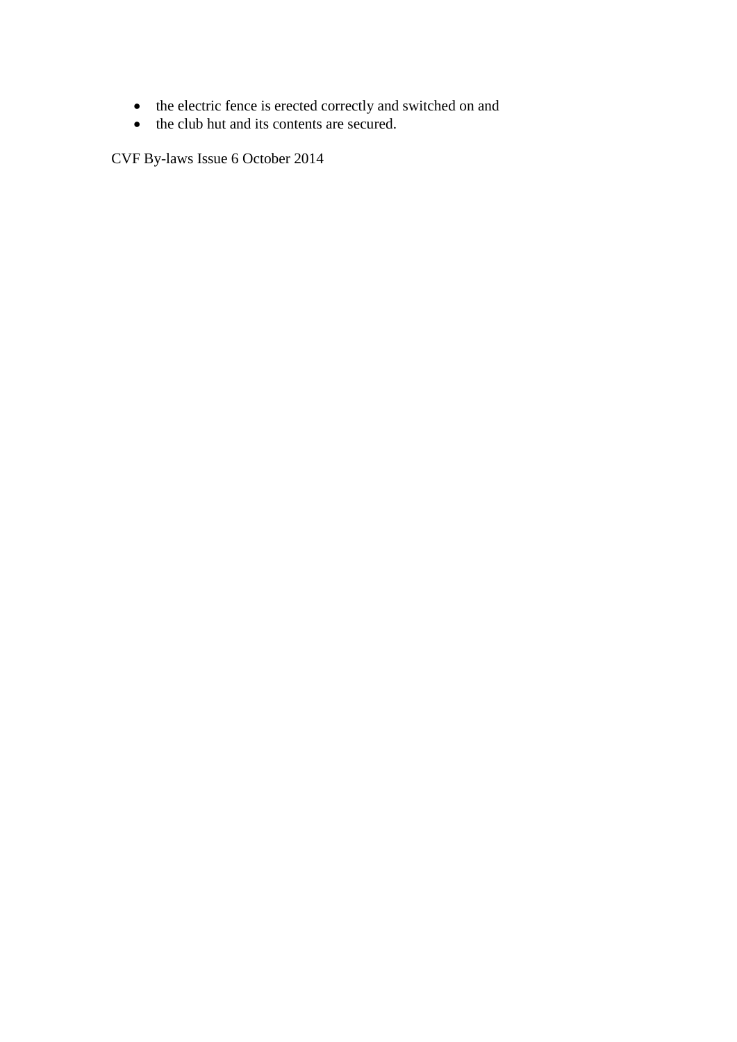- the electric fence is erected correctly and switched on and
- the club hut and its contents are secured.

CVF By-laws Issue 6 October 2014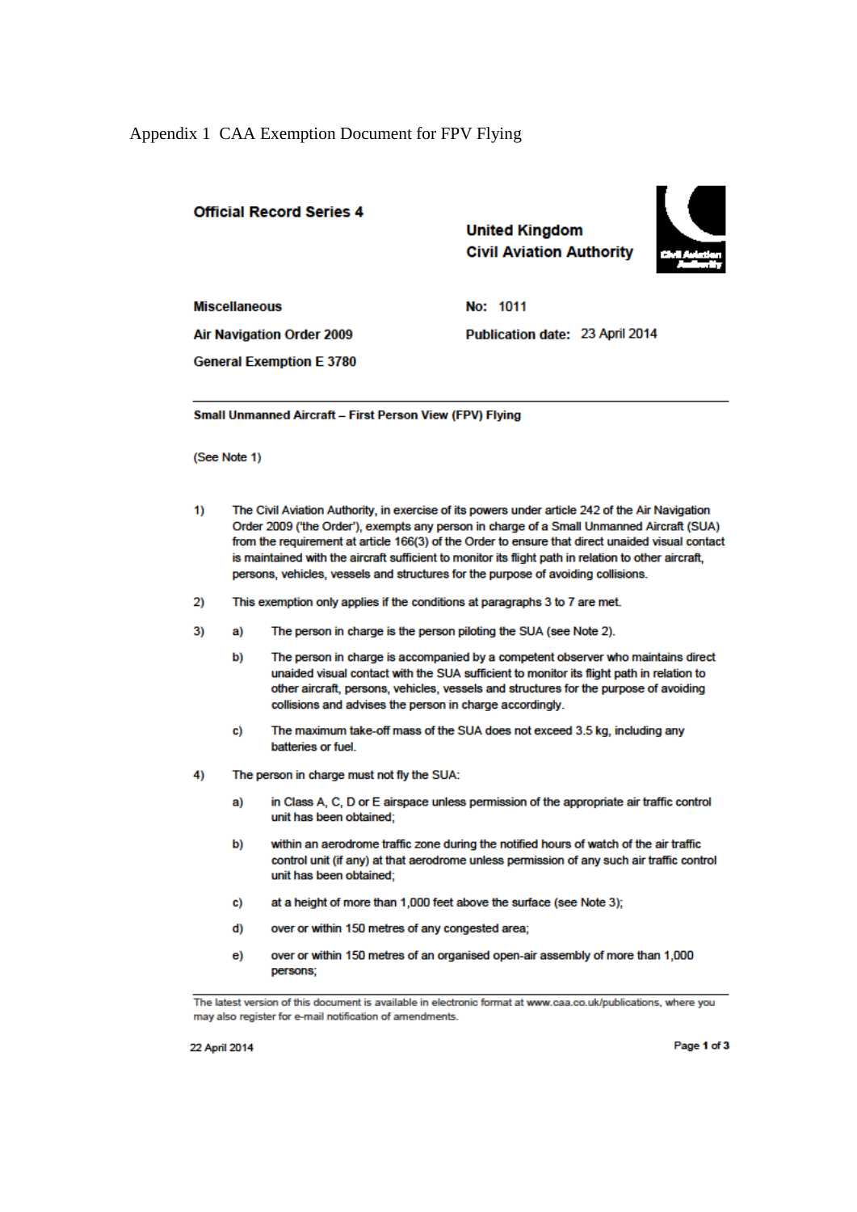Appendix 1 CAA Exemption Document for FPV Flying

**Official Record Series 4**

**United Kingdom**
**Civil Aviation Authority**

**Miscellaneous** | **No:** 1011

**Air Navigation Order 2009** | **Publication date:** 23 April 2014

**General Exemption E 3780**

---

**Small Unmanned Aircraft – First Person View (FPV) Flying**

(See Note 1)

1) The Civil Aviation Authority, in exercise of its powers under article 242 of the Air Navigation Order 2009 ('the Order'), exempts any person in charge of a Small Unmanned Aircraft (SUA) from the requirement at article 166(3) of the Order to ensure that direct unaided visual contact is maintained with the aircraft sufficient to monitor its flight path in relation to other aircraft, persons, vehicles, vessels and structures for the purpose of avoiding collisions.

2) This exemption only applies if the conditions at paragraphs 3 to 7 are met.

3) a) The person in charge is the person piloting the SUA (see Note 2).

   b) The person in charge is accompanied by a competent observer who maintains direct unaided visual contact with the SUA sufficient to monitor its flight path in relation to other aircraft, persons, vehicles, vessels and structures for the purpose of avoiding collisions and advises the person in charge accordingly.

   c) The maximum take-off mass of the SUA does not exceed 3.5 kg, including any batteries or fuel.

4) The person in charge must not fly the SUA:

   a) in Class A, C, D or E airspace unless permission of the appropriate air traffic control unit has been obtained;

   b) within an aerodrome traffic zone during the notified hours of watch of the air traffic control unit (if any) at that aerodrome unless permission of any such air traffic control unit has been obtained;

   c) at a height of more than 1,000 feet above the surface (see Note 3);

   d) over or within 150 metres of any congested area;

   e) over or within 150 metres of an organised open-air assembly of more than 1,000 persons;

---

The latest version of this document is available in electronic format at www.caa.co.uk/publications, where you may also register for e-mail notification of amendments.

22 April 2014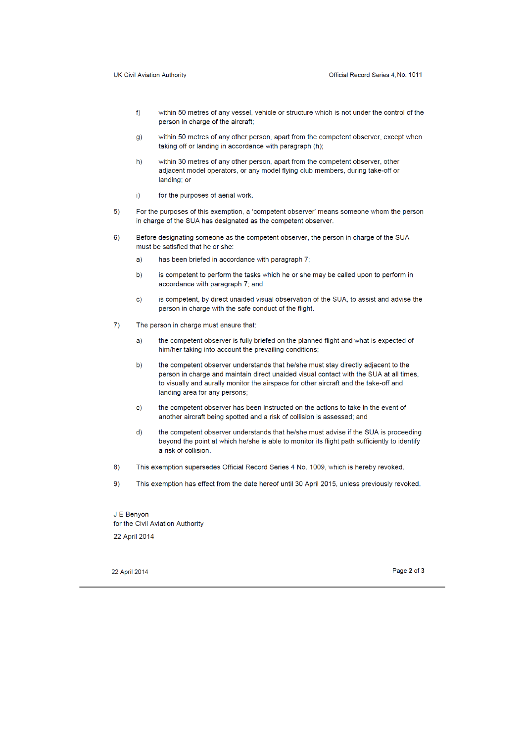f) within 50 metres of any vessel, vehicle or structure which is not under the control of the person in charge of the aircraft;

g) within 50 metres of any other person, apart from the competent observer, except when taking off or landing in accordance with paragraph (h);

h) within 30 metres of any other person, apart from the competent observer, other adjacent model operators, or any model flying club members, during take-off or landing; or

i) for the purposes of aerial work.

5) For the purposes of this exemption, a 'competent observer' means someone whom the person in charge of the SUA has designated as the competent observer.

6) Before designating someone as the competent observer, the person in charge of the SUA must be satisfied that he or she:

   a) has been briefed in accordance with paragraph 7;

   b) is competent to perform the tasks which he or she may be called upon to perform in accordance with paragraph 7; and

   c) is competent, by direct unaided visual observation of the SUA, to assist and advise the person in charge with the safe conduct of the flight.

7) The person in charge must ensure that:

   a) the competent observer is fully briefed on the planned flight and what is expected of him/her taking into account the prevailing conditions;

   b) the competent observer understands that he/she must stay directly adjacent to the person in charge and maintain direct unaided visual contact with the SUA at all times, to visually and aurally monitor the airspace for other aircraft and the take-off and landing area for any persons;

   c) the competent observer has been instructed on the actions to take in the event of another aircraft being spotted and a risk of collision is assessed; and

   d) the competent observer understands that he/she must advise if the SUA is proceeding beyond the point at which he/she is able to monitor its flight path sufficiently to identify a risk of collision.

8) This exemption supersedes Official Record Series 4 No. 1009, which is hereby revoked.

9) This exemption has effect from the date hereof until 30 April 2015, unless previously revoked.

J E Benyon
for the Civil Aviation Authority

22 April 2014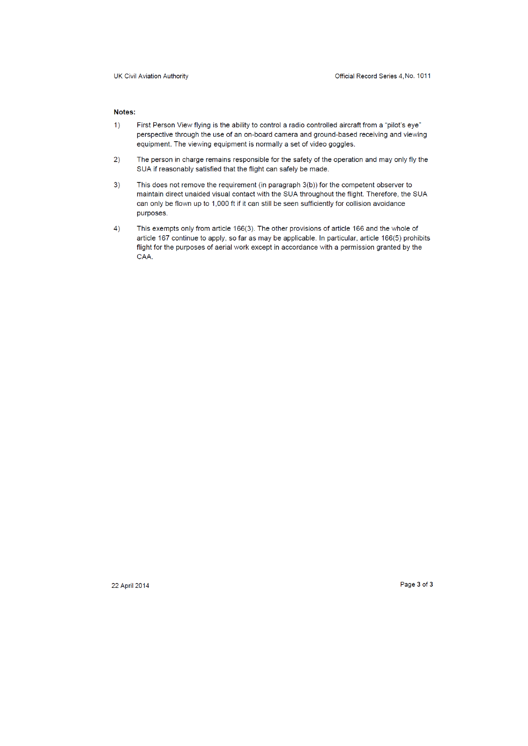**Notes:**

1) First Person View flying is the ability to control a radio controlled aircraft from a "pilot's eye" perspective through the use of an on-board camera and ground-based receiving and viewing equipment. The viewing equipment is normally a set of video goggles.

2) The person in charge remains responsible for the safety of the operation and may only fly the SUA if reasonably satisfied that the flight can safely be made.

3) This does not remove the requirement (in paragraph 3(b)) for the competent observer to maintain direct unaided visual contact with the SUA throughout the flight. Therefore, the SUA can only be flown up to 1,000 ft if it can still be seen sufficiently for collision avoidance purposes.

4) This exempts only from article 166(3). The other provisions of article 166 and the whole of article 167 continue to apply, so far as may be applicable. In particular, article 166(5) prohibits flight for the purposes of aerial work except in accordance with a permission granted by the CAA.

22 April 2014